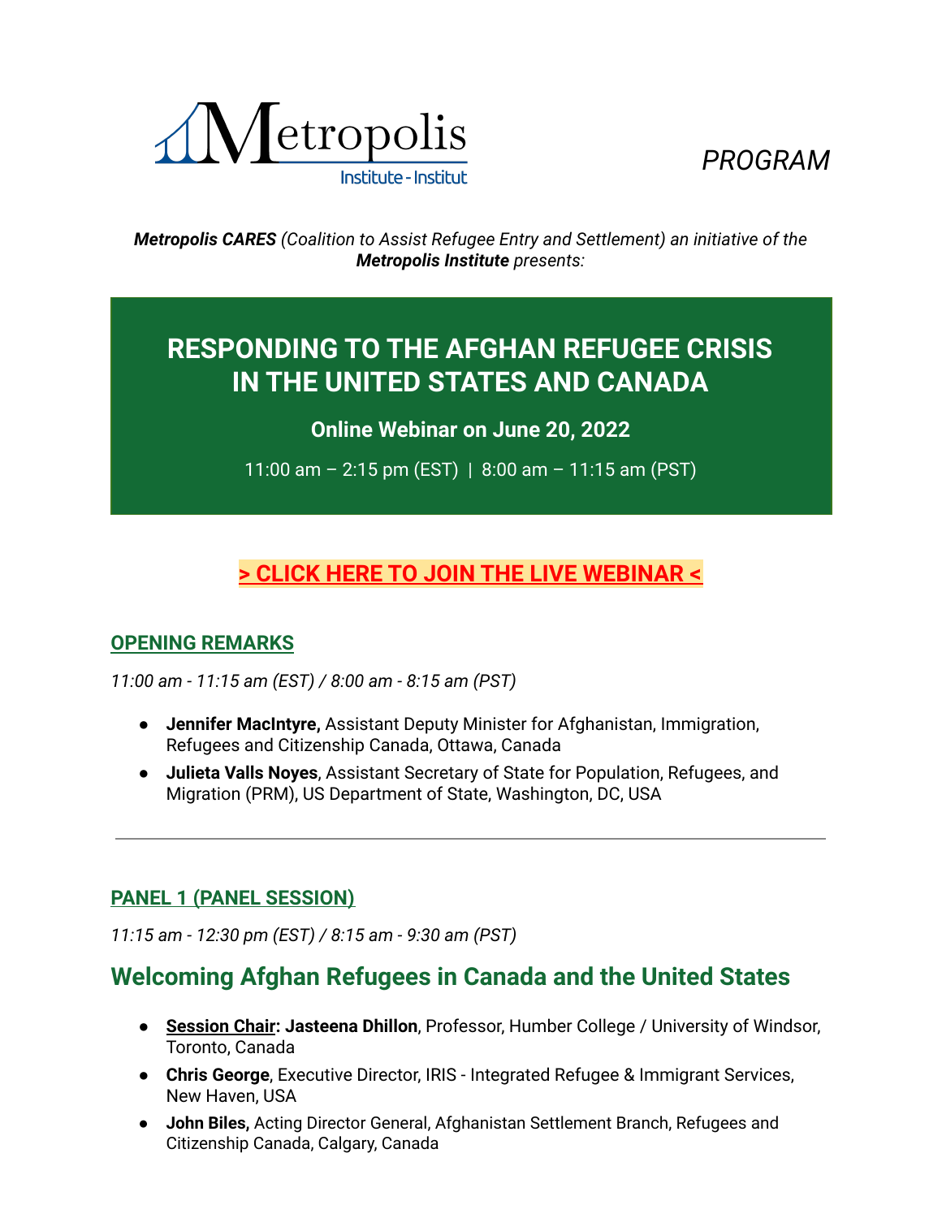Metropolis Institute - Institut

*PROGRAM*

***Metropolis CARES*** *(Coalition to Assist Refugee Entry and Settlement) an initiative of the* ***Metropolis Institute*** *presents:*

# RESPONDING TO THE AFGHAN REFUGEE CRISIS IN THE UNITED STATES AND CANADA

**Online Webinar on June 20, 2022**

11:00 am – 2:15 pm (EST) | 8:00 am – 11:15 am (PST)

**> CLICK HERE TO JOIN THE LIVE WEBINAR <**

## OPENING REMARKS

*11:00 am - 11:15 am (EST) / 8:00 am - 8:15 am (PST)*

- **Jennifer MacIntyre,** Assistant Deputy Minister for Afghanistan, Immigration, Refugees and Citizenship Canada, Ottawa, Canada
- **Julieta Valls Noyes**, Assistant Secretary of State for Population, Refugees, and Migration (PRM), US Department of State, Washington, DC, USA

---

## PANEL 1 (PANEL SESSION)

*11:15 am - 12:30 pm (EST) / 8:15 am - 9:30 am (PST)*

## Welcoming Afghan Refugees in Canada and the United States

- **Session Chair: Jasteena Dhillon**, Professor, Humber College / University of Windsor, Toronto, Canada
- **Chris George**, Executive Director, IRIS - Integrated Refugee & Immigrant Services, New Haven, USA
- **John Biles,** Acting Director General, Afghanistan Settlement Branch, Refugees and Citizenship Canada, Calgary, Canada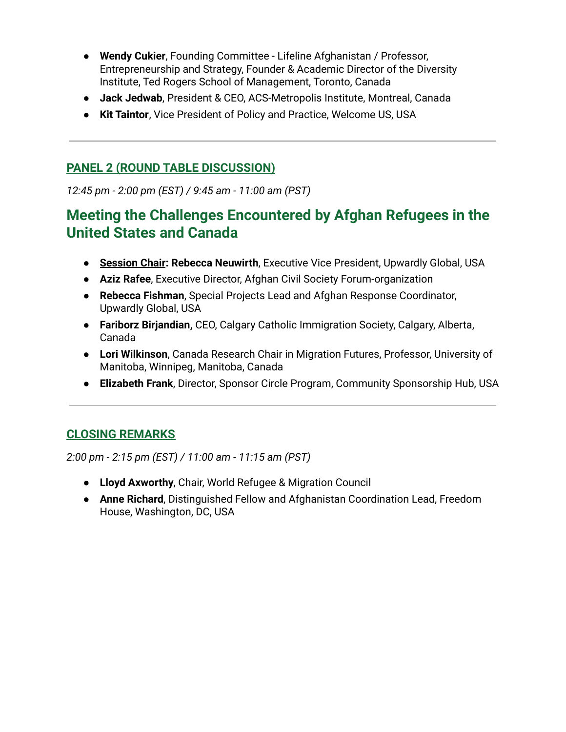- **Wendy Cukier**, Founding Committee - Lifeline Afghanistan / Professor, Entrepreneurship and Strategy, Founder & Academic Director of the Diversity Institute, Ted Rogers School of Management, Toronto, Canada
- **Jack Jedwab**, President & CEO, ACS-Metropolis Institute, Montreal, Canada
- **Kit Taintor**, Vice President of Policy and Practice, Welcome US, USA

---

## PANEL 2 (ROUND TABLE DISCUSSION)

*12:45 pm - 2:00 pm (EST) / 9:45 am - 11:00 am (PST)*

# Meeting the Challenges Encountered by Afghan Refugees in the United States and Canada

- **Session Chair: Rebecca Neuwirth**, Executive Vice President, Upwardly Global, USA
- **Aziz Rafee**, Executive Director, Afghan Civil Society Forum-organization
- **Rebecca Fishman**, Special Projects Lead and Afghan Response Coordinator, Upwardly Global, USA
- **Fariborz Birjandian,** CEO, Calgary Catholic Immigration Society, Calgary, Alberta, Canada
- **Lori Wilkinson**, Canada Research Chair in Migration Futures, Professor, University of Manitoba, Winnipeg, Manitoba, Canada
- **Elizabeth Frank**, Director, Sponsor Circle Program, Community Sponsorship Hub, USA

---

## CLOSING REMARKS

*2:00 pm - 2:15 pm (EST) / 11:00 am - 11:15 am (PST)*

- **Lloyd Axworthy**, Chair, World Refugee & Migration Council
- **Anne Richard**, Distinguished Fellow and Afghanistan Coordination Lead, Freedom House, Washington, DC, USA